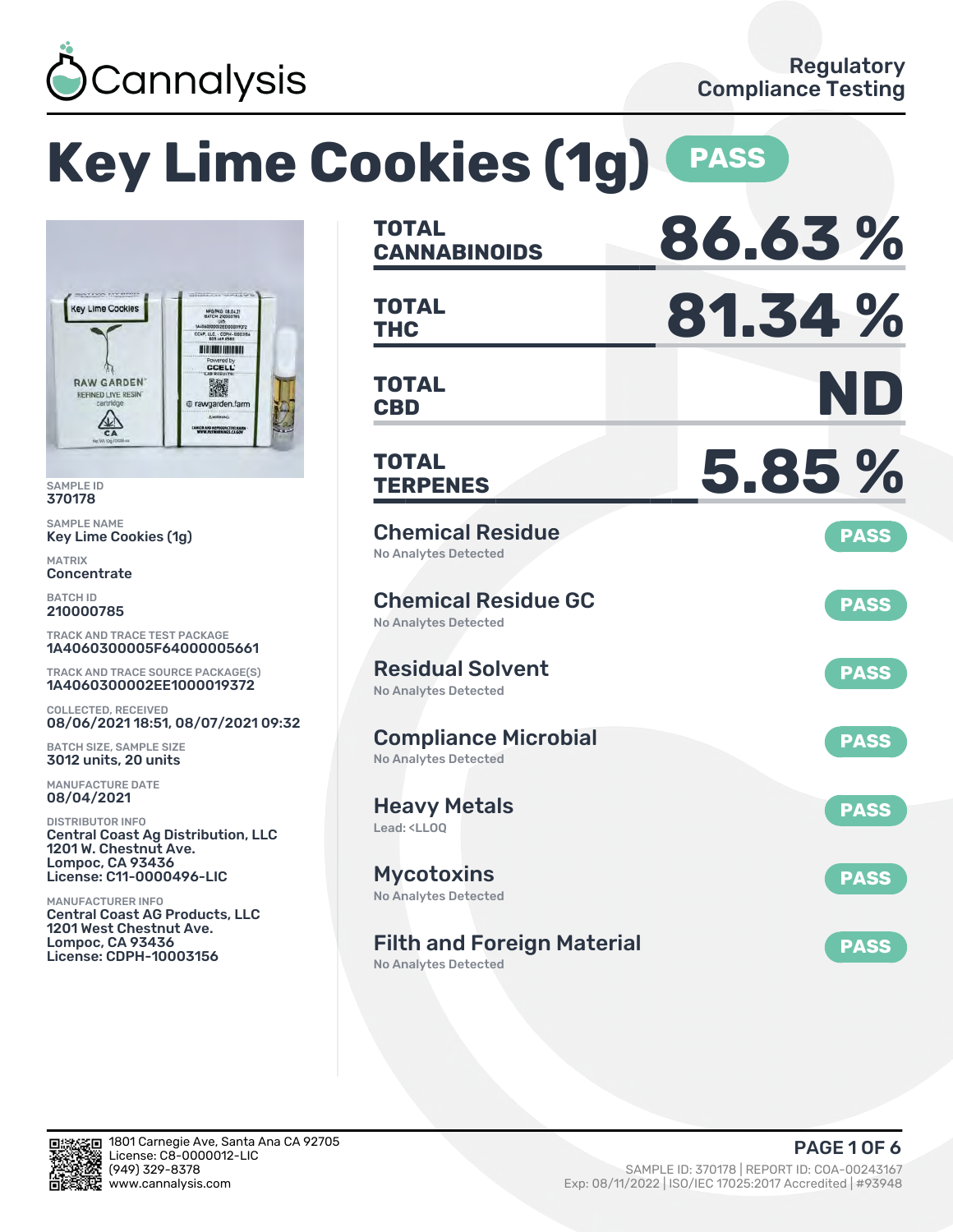Cannalysis

Regulatory Compliance Testing

# Key Lime Cookies (1g) PASS

SAMPLE ID
370178

SAMPLE NAME
Key Lime Cookies (1g)

MATRIX
Concentrate

BATCH ID
210000785

TRACK AND TRACE TEST PACKAGE
1A4060300005F64000005661

TRACK AND TRACE SOURCE PACKAGE(S)
1A4060300002EE1000019372

COLLECTED, RECEIVED
08/06/2021 18:51, 08/07/2021 09:32

BATCH SIZE, SAMPLE SIZE
3012 units, 20 units

MANUFACTURE DATE
08/04/2021

DISTRIBUTOR INFO
Central Coast Ag Distribution, LLC
1201 W. Chestnut Ave.
Lompoc, CA 93436
License: C11-0000496-LIC

MANUFACTURER INFO
Central Coast AG Products, LLC
1201 West Chestnut Ave.
Lompoc, CA 93436
License: CDPH-10003156

| | |
|---|---|
| **TOTAL CANNABINOIDS** | **86.63 %** |
| **TOTAL THC** | **81.34 %** |
| **TOTAL CBD** | **ND** |
| **TOTAL TERPENES** | **5.85 %** |

| Test | Result | Status |
|---|---|---|
| Chemical Residue | No Analytes Detected | PASS |
| Chemical Residue GC | No Analytes Detected | PASS |
| Residual Solvent | No Analytes Detected | PASS |
| Compliance Microbial | No Analytes Detected | PASS |
| Heavy Metals | Lead: <LLOQ | PASS |
| Mycotoxins | No Analytes Detected | PASS |
| Filth and Foreign Material | No Analytes Detected | PASS |

1801 Carnegie Ave, Santa Ana CA 92705
License: C8-0000012-LIC
(949) 329-8378
www.cannalysis.com

SAMPLE ID: 370178 | REPORT ID: COA-00243167
Exp: 08/11/2022 | ISO/IEC 17025:2017 Accredited | #93948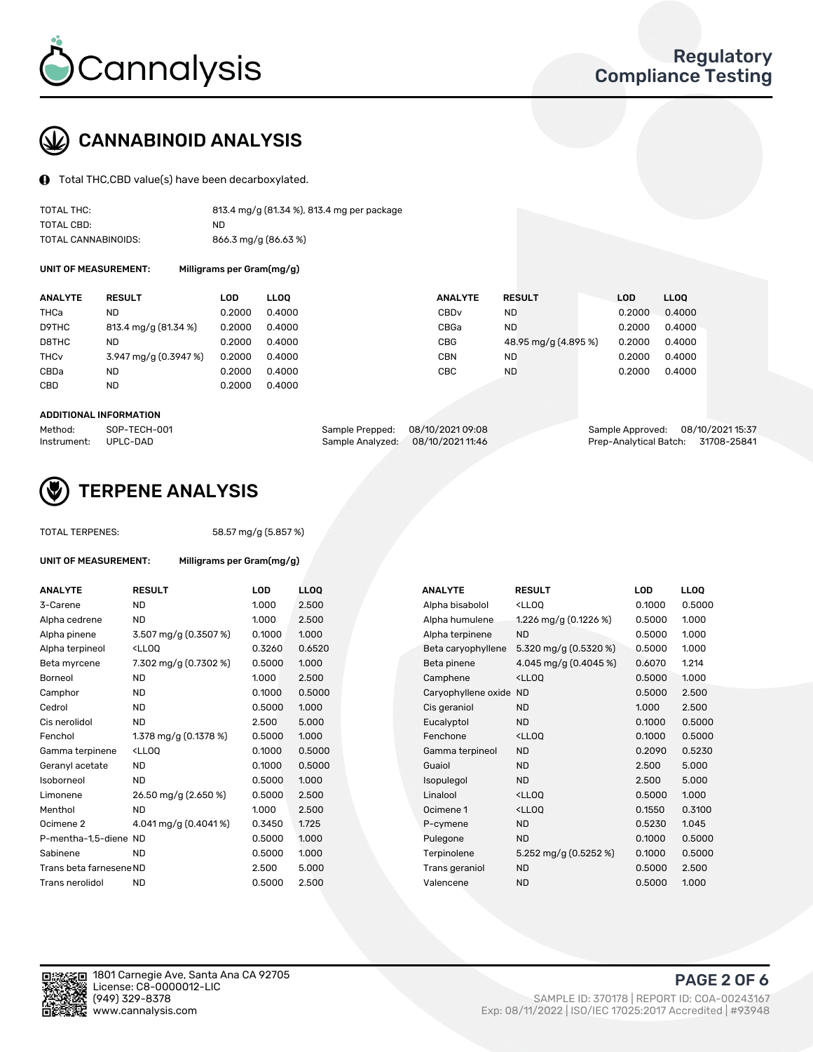# Cannalysis

## Regulatory Compliance Testing

## CANNABINOID ANALYSIS

Total THC,CBD value(s) have been decarboxylated.

| | |
|---|---|
| TOTAL THC: | 813.4 mg/g (81.34 %), 813.4 mg per package |
| TOTAL CBD: | ND |
| TOTAL CANNABINOIDS: | 866.3 mg/g (86.63 %) |

**UNIT OF MEASUREMENT:** Milligrams per Gram(mg/g)

| ANALYTE | RESULT | LOD | LLOQ | ANALYTE | RESULT | LOD | LLOQ |
|---|---|---|---|---|---|---|---|
| THCa | ND | 0.2000 | 0.4000 | CBDv | ND | 0.2000 | 0.4000 |
| D9THC | 813.4 mg/g (81.34 %) | 0.2000 | 0.4000 | CBGa | ND | 0.2000 | 0.4000 |
| D8THC | ND | 0.2000 | 0.4000 | CBG | 48.95 mg/g (4.895 %) | 0.2000 | 0.4000 |
| THCv | 3.947 mg/g (0.3947 %) | 0.2000 | 0.4000 | CBN | ND | 0.2000 | 0.4000 |
| CBDa | ND | 0.2000 | 0.4000 | CBC | ND | 0.2000 | 0.4000 |
| CBD | ND | 0.2000 | 0.4000 | | | | |

**ADDITIONAL INFORMATION**

| | | | | | |
|---|---|---|---|---|---|
| Method: | SOP-TECH-001 | Sample Prepped: | 08/10/2021 09:08 | Sample Approved: | 08/10/2021 15:37 |
| Instrument: | UPLC-DAD | Sample Analyzed: | 08/10/2021 11:46 | Prep-Analytical Batch: | 31708-25841 |

## TERPENE ANALYSIS

TOTAL TERPENES: 58.57 mg/g (5.857 %)

**UNIT OF MEASUREMENT:** Milligrams per Gram(mg/g)

| ANALYTE | RESULT | LOD | LLOQ | ANALYTE | RESULT | LOD | LLOQ |
|---|---|---|---|---|---|---|---|
| 3-Carene | ND | 1.000 | 2.500 | Alpha bisabolol | <LLOQ | 0.1000 | 0.5000 |
| Alpha cedrene | ND | 1.000 | 2.500 | Alpha humulene | 1.226 mg/g (0.1226 %) | 0.5000 | 1.000 |
| Alpha pinene | 3.507 mg/g (0.3507 %) | 0.1000 | 1.000 | Alpha terpinene | ND | 0.5000 | 1.000 |
| Alpha terpineol | <LLOQ | 0.3260 | 0.6520 | Beta caryophyllene | 5.320 mg/g (0.5320 %) | 0.5000 | 1.000 |
| Beta myrcene | 7.302 mg/g (0.7302 %) | 0.5000 | 1.000 | Beta pinene | 4.045 mg/g (0.4045 %) | 0.6070 | 1.214 |
| Borneol | ND | 1.000 | 2.500 | Camphene | <LLOQ | 0.5000 | 1.000 |
| Camphor | ND | 0.1000 | 0.5000 | Caryophyllene oxide | ND | 0.5000 | 2.500 |
| Cedrol | ND | 0.5000 | 1.000 | Cis geraniol | ND | 1.000 | 2.500 |
| Cis nerolidol | ND | 2.500 | 5.000 | Eucalyptol | ND | 0.1000 | 0.5000 |
| Fenchol | 1.378 mg/g (0.1378 %) | 0.5000 | 1.000 | Fenchone | <LLOQ | 0.1000 | 0.5000 |
| Gamma terpinene | <LLOQ | 0.1000 | 0.5000 | Gamma terpineol | ND | 0.2090 | 0.5230 |
| Geranyl acetate | ND | 0.1000 | 0.5000 | Guaiol | ND | 2.500 | 5.000 |
| Isoborneol | ND | 0.5000 | 1.000 | Isopulegol | ND | 2.500 | 5.000 |
| Limonene | 26.50 mg/g (2.650 %) | 0.5000 | 2.500 | Linalool | <LLOQ | 0.5000 | 1.000 |
| Menthol | ND | 1.000 | 2.500 | Ocimene 1 | <LLOQ | 0.1550 | 0.3100 |
| Ocimene 2 | 4.041 mg/g (0.4041 %) | 0.3450 | 1.725 | P-cymene | ND | 0.5230 | 1.045 |
| P-mentha-1,5-diene | ND | 0.5000 | 1.000 | Pulegone | ND | 0.1000 | 0.5000 |
| Sabinene | ND | 0.5000 | 1.000 | Terpinolene | 5.252 mg/g (0.5252 %) | 0.1000 | 0.5000 |
| Trans beta farnesene | ND | 2.500 | 5.000 | Trans geraniol | ND | 0.5000 | 2.500 |
| Trans nerolidol | ND | 0.5000 | 2.500 | Valencene | ND | 0.5000 | 1.000 |

1801 Carnegie Ave, Santa Ana CA 92705
License: C8-0000012-LIC
(949) 329-8378
www.cannalysis.com

SAMPLE ID: 370178 | REPORT ID: COA-00243167
Exp: 08/11/2022 | ISO/IEC 17025:2017 Accredited | #93948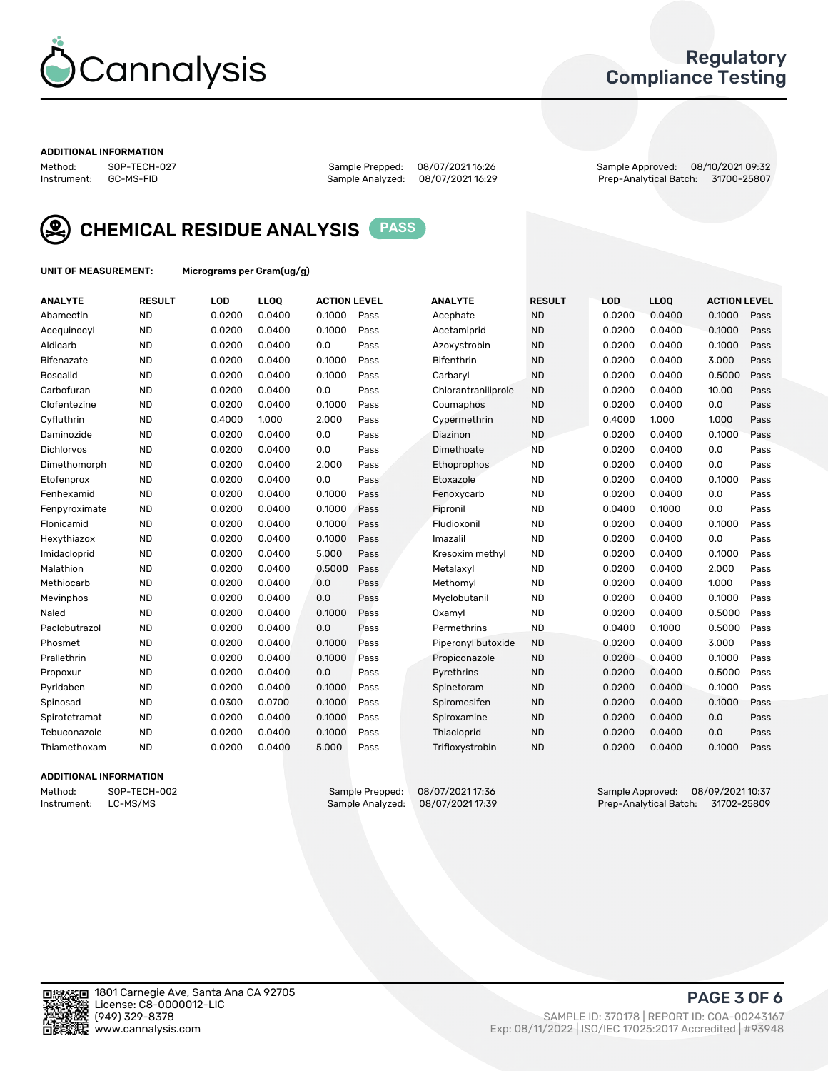# Regulatory Compliance Testing

**ADDITIONAL INFORMATION**

Method: SOP-TECH-027
Instrument: GC-MS-FID
Sample Prepped: 08/07/2021 16:26
Sample Analyzed: 08/07/2021 16:29
Sample Approved: 08/10/2021 09:32
Prep-Analytical Batch: 31700-25807

## CHEMICAL RESIDUE ANALYSIS PASS

**UNIT OF MEASUREMENT:** Micrograms per Gram(ug/g)

| ANALYTE | RESULT | LOD | LLOQ | ACTION LEVEL | | ANALYTE | RESULT | LOD | LLOQ | ACTION LEVEL | |
|---|---|---|---|---|---|---|---|---|---|---|---|
| Abamectin | ND | 0.0200 | 0.0400 | 0.1000 | Pass | Acephate | ND | 0.0200 | 0.0400 | 0.1000 | Pass |
| Acequinocyl | ND | 0.0200 | 0.0400 | 0.1000 | Pass | Acetamiprid | ND | 0.0200 | 0.0400 | 0.1000 | Pass |
| Aldicarb | ND | 0.0200 | 0.0400 | 0.0 | Pass | Azoxystrobin | ND | 0.0200 | 0.0400 | 0.1000 | Pass |
| Bifenazate | ND | 0.0200 | 0.0400 | 0.1000 | Pass | Bifenthrin | ND | 0.0200 | 0.0400 | 3.000 | Pass |
| Boscalid | ND | 0.0200 | 0.0400 | 0.1000 | Pass | Carbaryl | ND | 0.0200 | 0.0400 | 0.5000 | Pass |
| Carbofuran | ND | 0.0200 | 0.0400 | 0.0 | Pass | Chlorantraniliprole | ND | 0.0200 | 0.0400 | 10.00 | Pass |
| Clofentezine | ND | 0.0200 | 0.0400 | 0.1000 | Pass | Coumaphos | ND | 0.0200 | 0.0400 | 0.0 | Pass |
| Cyfluthrin | ND | 0.4000 | 1.000 | 2.000 | Pass | Cypermethrin | ND | 0.4000 | 1.000 | 1.000 | Pass |
| Daminozide | ND | 0.0200 | 0.0400 | 0.0 | Pass | Diazinon | ND | 0.0200 | 0.0400 | 0.1000 | Pass |
| Dichlorvos | ND | 0.0200 | 0.0400 | 0.0 | Pass | Dimethoate | ND | 0.0200 | 0.0400 | 0.0 | Pass |
| Dimethomorph | ND | 0.0200 | 0.0400 | 2.000 | Pass | Ethoprophos | ND | 0.0200 | 0.0400 | 0.0 | Pass |
| Etofenprox | ND | 0.0200 | 0.0400 | 0.0 | Pass | Etoxazole | ND | 0.0200 | 0.0400 | 0.1000 | Pass |
| Fenhexamid | ND | 0.0200 | 0.0400 | 0.1000 | Pass | Fenoxycarb | ND | 0.0200 | 0.0400 | 0.0 | Pass |
| Fenpyroximate | ND | 0.0200 | 0.0400 | 0.1000 | Pass | Fipronil | ND | 0.0400 | 0.1000 | 0.0 | Pass |
| Flonicamid | ND | 0.0200 | 0.0400 | 0.1000 | Pass | Fludioxonil | ND | 0.0200 | 0.0400 | 0.1000 | Pass |
| Hexythiazox | ND | 0.0200 | 0.0400 | 0.1000 | Pass | Imazalil | ND | 0.0200 | 0.0400 | 0.0 | Pass |
| Imidacloprid | ND | 0.0200 | 0.0400 | 5.000 | Pass | Kresoxim methyl | ND | 0.0200 | 0.0400 | 0.1000 | Pass |
| Malathion | ND | 0.0200 | 0.0400 | 0.5000 | Pass | Metalaxyl | ND | 0.0200 | 0.0400 | 2.000 | Pass |
| Methiocarb | ND | 0.0200 | 0.0400 | 0.0 | Pass | Methomyl | ND | 0.0200 | 0.0400 | 1.000 | Pass |
| Mevinphos | ND | 0.0200 | 0.0400 | 0.0 | Pass | Myclobutanil | ND | 0.0200 | 0.0400 | 0.1000 | Pass |
| Naled | ND | 0.0200 | 0.0400 | 0.1000 | Pass | Oxamyl | ND | 0.0200 | 0.0400 | 0.5000 | Pass |
| Paclobutrazol | ND | 0.0200 | 0.0400 | 0.0 | Pass | Permethrins | ND | 0.0400 | 0.1000 | 0.5000 | Pass |
| Phosmet | ND | 0.0200 | 0.0400 | 0.1000 | Pass | Piperonyl butoxide | ND | 0.0200 | 0.0400 | 3.000 | Pass |
| Prallethrin | ND | 0.0200 | 0.0400 | 0.1000 | Pass | Propiconazole | ND | 0.0200 | 0.0400 | 0.1000 | Pass |
| Propoxur | ND | 0.0200 | 0.0400 | 0.0 | Pass | Pyrethrins | ND | 0.0200 | 0.0400 | 0.5000 | Pass |
| Pyridaben | ND | 0.0200 | 0.0400 | 0.1000 | Pass | Spinetoram | ND | 0.0200 | 0.0400 | 0.1000 | Pass |
| Spinosad | ND | 0.0300 | 0.0700 | 0.1000 | Pass | Spiromesifen | ND | 0.0200 | 0.0400 | 0.1000 | Pass |
| Spirotetramat | ND | 0.0200 | 0.0400 | 0.1000 | Pass | Spiroxamine | ND | 0.0200 | 0.0400 | 0.0 | Pass |
| Tebuconazole | ND | 0.0200 | 0.0400 | 0.1000 | Pass | Thiacloprid | ND | 0.0200 | 0.0400 | 0.0 | Pass |
| Thiamethoxam | ND | 0.0200 | 0.0400 | 5.000 | Pass | Trifloxystrobin | ND | 0.0200 | 0.0400 | 0.1000 | Pass |

**ADDITIONAL INFORMATION**

Method: SOP-TECH-002
Instrument: LC-MS/MS
Sample Prepped: 08/07/2021 17:36
Sample Analyzed: 08/07/2021 17:39
Sample Approved: 08/09/2021 10:37
Prep-Analytical Batch: 31702-25809

1801 Carnegie Ave, Santa Ana CA 92705
License: C8-0000012-LIC
(949) 329-8378
www.cannalysis.com

SAMPLE ID: 370178 | REPORT ID: COA-00243167
Exp: 08/11/2022 | ISO/IEC 17025:2017 Accredited | #93948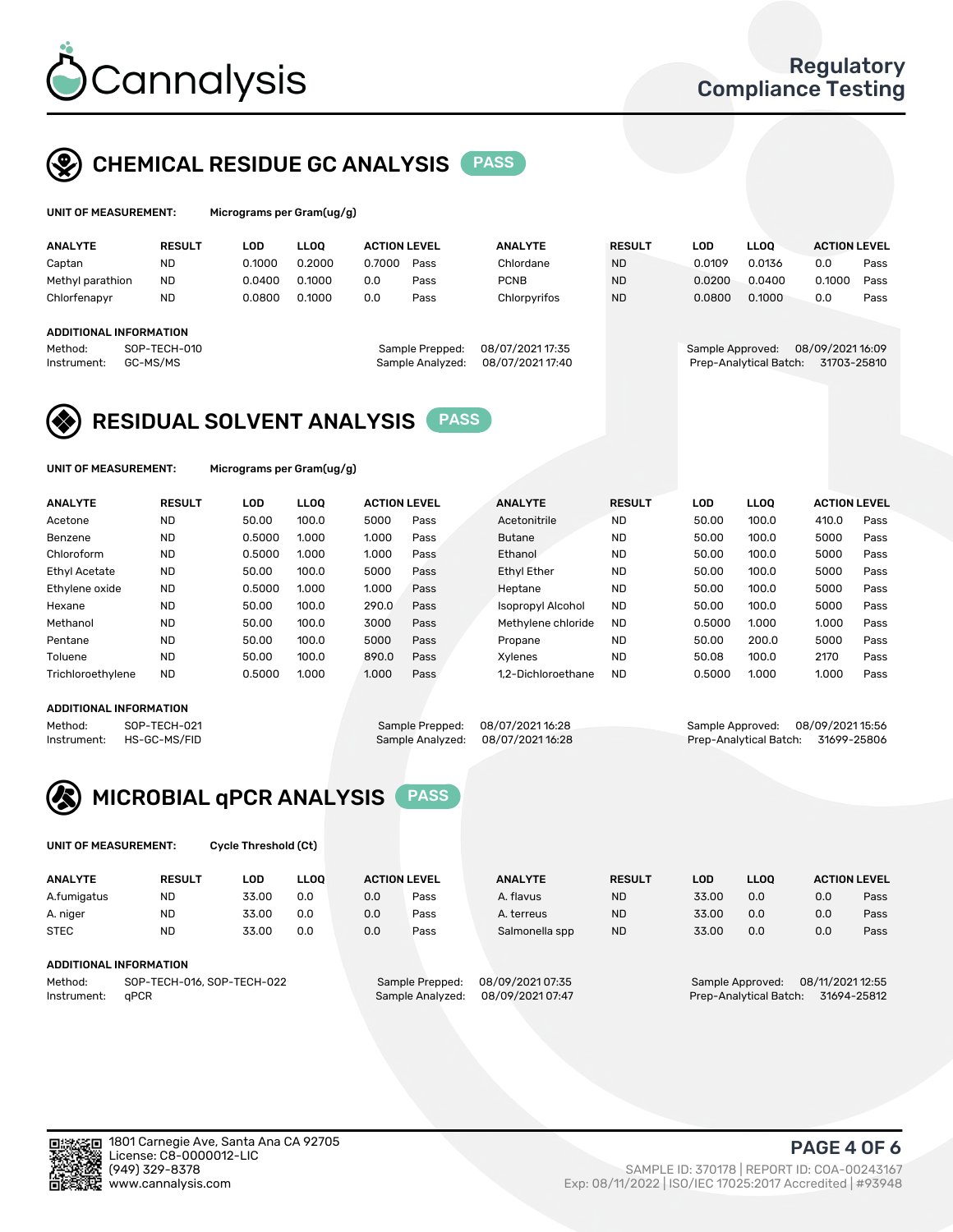# CHEMICAL RESIDUE GC ANALYSIS PASS

**UNIT OF MEASUREMENT:** Micrograms per Gram(ug/g)

| ANALYTE | RESULT | LOD | LLOQ | ACTION LEVEL | | ANALYTE | RESULT | LOD | LLOQ | ACTION LEVEL | |
|---|---|---|---|---|---|---|---|---|---|---|---|
| Captan | ND | 0.1000 | 0.2000 | 0.7000 | Pass | Chlordane | ND | 0.0109 | 0.0136 | 0.0 | Pass |
| Methyl parathion | ND | 0.0400 | 0.1000 | 0.0 | Pass | PCNB | ND | 0.0200 | 0.0400 | 0.1000 | Pass |
| Chlorfenapyr | ND | 0.0800 | 0.1000 | 0.0 | Pass | Chlorpyrifos | ND | 0.0800 | 0.1000 | 0.0 | Pass |

**ADDITIONAL INFORMATION**

Method: SOP-TECH-010
Instrument: GC-MS/MS
Sample Prepped: 08/07/2021 17:35
Sample Analyzed: 08/07/2021 17:40
Sample Approved: 08/09/2021 16:09
Prep-Analytical Batch: 31703-25810

# RESIDUAL SOLVENT ANALYSIS PASS

**UNIT OF MEASUREMENT:** Micrograms per Gram(ug/g)

| ANALYTE | RESULT | LOD | LLOQ | ACTION LEVEL | | ANALYTE | RESULT | LOD | LLOQ | ACTION LEVEL | |
|---|---|---|---|---|---|---|---|---|---|---|---|
| Acetone | ND | 50.00 | 100.0 | 5000 | Pass | Acetonitrile | ND | 50.00 | 100.0 | 410.0 | Pass |
| Benzene | ND | 0.5000 | 1.000 | 1.000 | Pass | Butane | ND | 50.00 | 100.0 | 5000 | Pass |
| Chloroform | ND | 0.5000 | 1.000 | 1.000 | Pass | Ethanol | ND | 50.00 | 100.0 | 5000 | Pass |
| Ethyl Acetate | ND | 50.00 | 100.0 | 5000 | Pass | Ethyl Ether | ND | 50.00 | 100.0 | 5000 | Pass |
| Ethylene oxide | ND | 0.5000 | 1.000 | 1.000 | Pass | Heptane | ND | 50.00 | 100.0 | 5000 | Pass |
| Hexane | ND | 50.00 | 100.0 | 290.0 | Pass | Isopropyl Alcohol | ND | 50.00 | 100.0 | 5000 | Pass |
| Methanol | ND | 50.00 | 100.0 | 3000 | Pass | Methylene chloride | ND | 0.5000 | 1.000 | 1.000 | Pass |
| Pentane | ND | 50.00 | 100.0 | 5000 | Pass | Propane | ND | 50.00 | 200.0 | 5000 | Pass |
| Toluene | ND | 50.00 | 100.0 | 890.0 | Pass | Xylenes | ND | 50.08 | 100.0 | 2170 | Pass |
| Trichloroethylene | ND | 0.5000 | 1.000 | 1.000 | Pass | 1,2-Dichloroethane | ND | 0.5000 | 1.000 | 1.000 | Pass |

**ADDITIONAL INFORMATION**

Method: SOP-TECH-021
Instrument: HS-GC-MS/FID
Sample Prepped: 08/07/2021 16:28
Sample Analyzed: 08/07/2021 16:28
Sample Approved: 08/09/2021 15:56
Prep-Analytical Batch: 31699-25806

# MICROBIAL qPCR ANALYSIS PASS

**UNIT OF MEASUREMENT:** Cycle Threshold (Ct)

| ANALYTE | RESULT | LOD | LLOQ | ACTION LEVEL | | ANALYTE | RESULT | LOD | LLOQ | ACTION LEVEL | |
|---|---|---|---|---|---|---|---|---|---|---|---|
| A.fumigatus | ND | 33.00 | 0.0 | 0.0 | Pass | A. flavus | ND | 33.00 | 0.0 | 0.0 | Pass |
| A. niger | ND | 33.00 | 0.0 | 0.0 | Pass | A. terreus | ND | 33.00 | 0.0 | 0.0 | Pass |
| STEC | ND | 33.00 | 0.0 | 0.0 | Pass | Salmonella spp | ND | 33.00 | 0.0 | 0.0 | Pass |

**ADDITIONAL INFORMATION**

Method: SOP-TECH-016, SOP-TECH-022
Instrument: qPCR
Sample Prepped: 08/09/2021 07:35
Sample Analyzed: 08/09/2021 07:47
Sample Approved: 08/11/2021 12:55
Prep-Analytical Batch: 31694-25812

1801 Carnegie Ave, Santa Ana CA 92705
License: C8-0000012-LIC
(949) 329-8378
www.cannalysis.com

SAMPLE ID: 370178 | REPORT ID: COA-00243167
Exp: 08/11/2022 | ISO/IEC 17025:2017 Accredited | #93948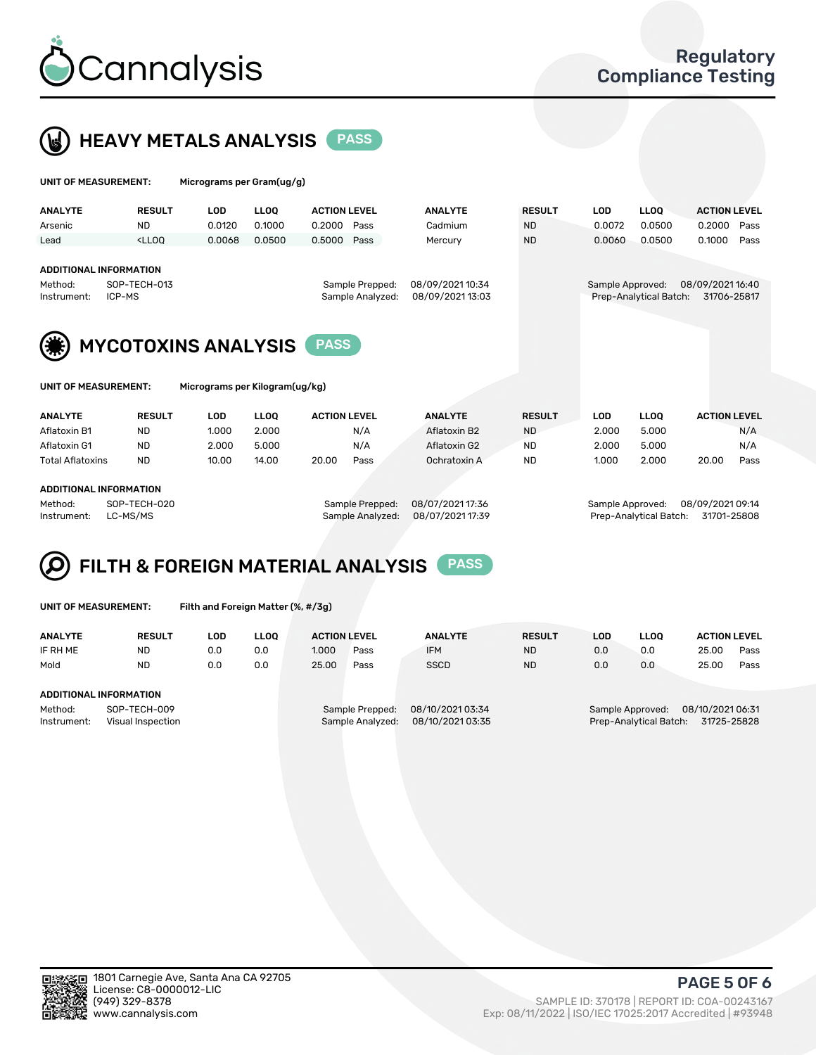Cannalysis

Regulatory Compliance Testing

## HEAVY METALS ANALYSIS PASS

**UNIT OF MEASUREMENT:** Micrograms per Gram(ug/g)

| ANALYTE | RESULT | LOD | LLOQ | ACTION LEVEL | | ANALYTE | RESULT | LOD | LLOQ | ACTION LEVEL | |
|---|---|---|---|---|---|---|---|---|---|---|---|
| Arsenic | ND | 0.0120 | 0.1000 | 0.2000 | Pass | Cadmium | ND | 0.0072 | 0.0500 | 0.2000 | Pass |
| Lead | <LLOQ | 0.0068 | 0.0500 | 0.5000 | Pass | Mercury | ND | 0.0060 | 0.0500 | 0.1000 | Pass |

**ADDITIONAL INFORMATION**

Method: SOP-TECH-013
Instrument: ICP-MS
Sample Prepped: 08/09/2021 10:34
Sample Analyzed: 08/09/2021 13:03
Sample Approved: 08/09/2021 16:40
Prep-Analytical Batch: 31706-25817

## MYCOTOXINS ANALYSIS PASS

**UNIT OF MEASUREMENT:** Micrograms per Kilogram(ug/kg)

| ANALYTE | RESULT | LOD | LLOQ | ACTION LEVEL | | ANALYTE | RESULT | LOD | LLOQ | ACTION LEVEL | |
|---|---|---|---|---|---|---|---|---|---|---|---|
| Aflatoxin B1 | ND | 1.000 | 2.000 | | N/A | Aflatoxin B2 | ND | 2.000 | 5.000 | | N/A |
| Aflatoxin G1 | ND | 2.000 | 5.000 | | N/A | Aflatoxin G2 | ND | 2.000 | 5.000 | | N/A |
| Total Aflatoxins | ND | 10.00 | 14.00 | 20.00 | Pass | Ochratoxin A | ND | 1.000 | 2.000 | 20.00 | Pass |

**ADDITIONAL INFORMATION**

Method: SOP-TECH-020
Instrument: LC-MS/MS
Sample Prepped: 08/07/2021 17:36
Sample Analyzed: 08/07/2021 17:39
Sample Approved: 08/09/2021 09:14
Prep-Analytical Batch: 31701-25808

## FILTH & FOREIGN MATERIAL ANALYSIS PASS

**UNIT OF MEASUREMENT:** Filth and Foreign Matter (%, #/3g)

| ANALYTE | RESULT | LOD | LLOQ | ACTION LEVEL | | ANALYTE | RESULT | LOD | LLOQ | ACTION LEVEL | |
|---|---|---|---|---|---|---|---|---|---|---|---|
| IF RH ME | ND | 0.0 | 0.0 | 1.000 | Pass | IFM | ND | 0.0 | 0.0 | 25.00 | Pass |
| Mold | ND | 0.0 | 0.0 | 25.00 | Pass | SSCD | ND | 0.0 | 0.0 | 25.00 | Pass |

**ADDITIONAL INFORMATION**

Method: SOP-TECH-009
Instrument: Visual Inspection
Sample Prepped: 08/10/2021 03:34
Sample Analyzed: 08/10/2021 03:35
Sample Approved: 08/10/2021 06:31
Prep-Analytical Batch: 31725-25828

1801 Carnegie Ave, Santa Ana CA 92705
License: C8-0000012-LIC
(949) 329-8378
www.cannalysis.com

SAMPLE ID: 370178 | REPORT ID: COA-00243167
Exp: 08/11/2022 | ISO/IEC 17025:2017 Accredited | #93948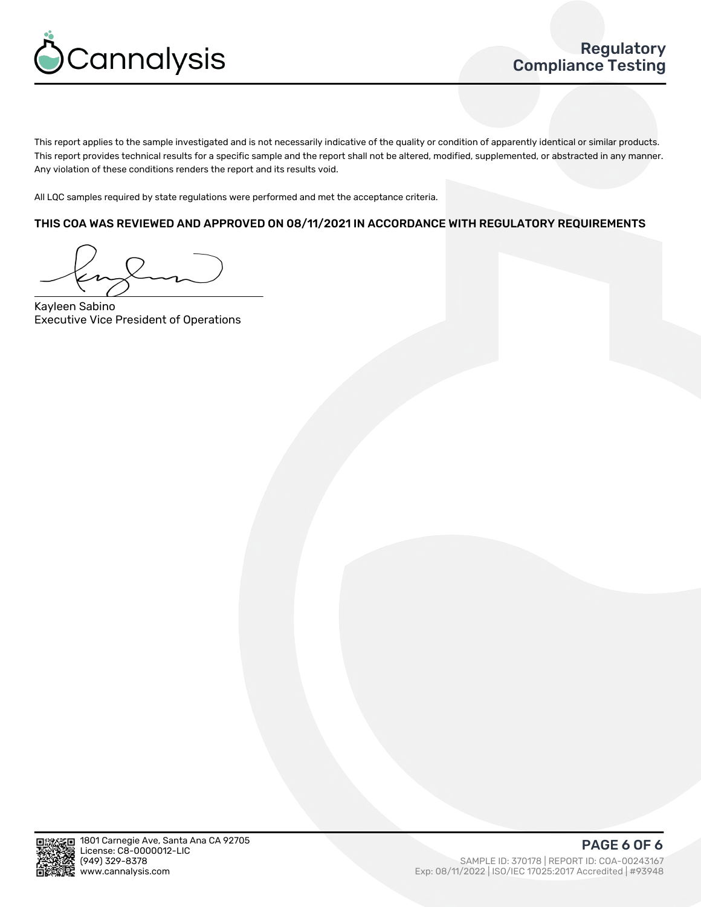This report applies to the sample investigated and is not necessarily indicative of the quality or condition of apparently identical or similar products. This report provides technical results for a specific sample and the report shall not be altered, modified, supplemented, or abstracted in any manner. Any violation of these conditions renders the report and its results void.

All LQC samples required by state regulations were performed and met the acceptance criteria.

**THIS COA WAS REVIEWED AND APPROVED ON 08/11/2021 IN ACCORDANCE WITH REGULATORY REQUIREMENTS**

Kayleen Sabino
Executive Vice President of Operations